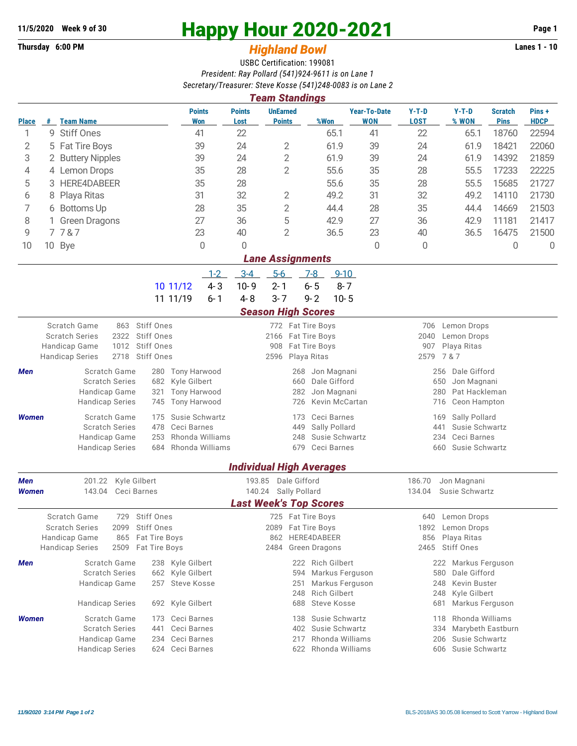11/5/2020 Week 9 of 30

# Happy Hour 2020-2021

Thursday 6:00 PM

## *Highland Bowl*

Lanes 1 - 10

USBC Certification: 199081

*President: Ray Pollard (541)924-9611 is on Lane 1*

*Secretary/Treasurer: Steve Kosse (541)248-0083 is on Lane 2*

### *Team Standings*

| Place | # | Team Name | Points Won | Points Lost | UnEarned Points | %Won | Year-To-Date WON | Y-T-D LOST | Y-T-D % WON | Scratch Pins | Pins + HDCP |
|---|---|---|---|---|---|---|---|---|---|---|---|
| 1 | 9 | Stiff Ones | 41 | 22 | | 65.1 | 41 | 22 | 65.1 | 18760 | 22594 |
| 2 | 5 | Fat Tire Boys | 39 | 24 | 2 | 61.9 | 39 | 24 | 61.9 | 18421 | 22060 |
| 3 | 2 | Buttery Nipples | 39 | 24 | 2 | 61.9 | 39 | 24 | 61.9 | 14392 | 21859 |
| 4 | 4 | Lemon Drops | 35 | 28 | 2 | 55.6 | 35 | 28 | 55.5 | 17233 | 22225 |
| 5 | 3 | HERE4DABEER | 35 | 28 | | 55.6 | 35 | 28 | 55.5 | 15685 | 21727 |
| 6 | 8 | Playa Ritas | 31 | 32 | 2 | 49.2 | 31 | 32 | 49.2 | 14110 | 21730 |
| 7 | 6 | Bottoms Up | 28 | 35 | 2 | 44.4 | 28 | 35 | 44.4 | 14669 | 21503 |
| 8 | 1 | Green Dragons | 27 | 36 | 5 | 42.9 | 27 | 36 | 42.9 | 11181 | 21417 |
| 9 | 7 | 7 & 7 | 23 | 40 | 2 | 36.5 | 23 | 40 | 36.5 | 16475 | 21500 |
| 10 | 10 | Bye | 0 | 0 | | | 0 | 0 | | 0 | 0 |

### *Lane Assignments*

| | | 1-2 | 3-4 | 5-6 | 7-8 | 9-10 |
|---|---|---|---|---|---|---|
| 10 | 11/12 | 4- 3 | 10- 9 | 2- 1 | 6- 5 | 8- 7 |
| 11 | 11/19 | 6- 1 | 4- 8 | 3- 7 | 9- 2 | 10- 5 |

### *Season High Scores*

| | | | | | | |
|---|---|---|---|---|---|---|
| Scratch Game | 863 | Stiff Ones | 772 | Fat Tire Boys | 706 | Lemon Drops |
| Scratch Series | 2322 | Stiff Ones | 2166 | Fat Tire Boys | 2040 | Lemon Drops |
| Handicap Game | 1012 | Stiff Ones | 908 | Fat Tire Boys | 907 | Playa Ritas |
| Handicap Series | 2718 | Stiff Ones | 2596 | Playa Ritas | 2579 | 7 & 7 |

| | | | | | | | |
|---|---|---|---|---|---|---|---|
| ***Men*** | Scratch Game | 280 | Tony Harwood | 268 | Jon Magnani | 256 | Dale Gifford |
| | Scratch Series | 682 | Kyle Gilbert | 660 | Dale Gifford | 650 | Jon Magnani |
| | Handicap Game | 321 | Tony Harwood | 282 | Jon Magnani | 280 | Pat Hackleman |
| | Handicap Series | 745 | Tony Harwood | 726 | Kevin McCartan | 716 | Ceon Hampton |
| ***Women*** | Scratch Game | 175 | Susie Schwartz | 173 | Ceci Barnes | 169 | Sally Pollard |
| | Scratch Series | 478 | Ceci Barnes | 449 | Sally Pollard | 441 | Susie Schwartz |
| | Handicap Game | 253 | Rhonda Williams | 248 | Susie Schwartz | 234 | Ceci Barnes |
| | Handicap Series | 684 | Rhonda Williams | 679 | Ceci Barnes | 660 | Susie Schwartz |

### *Individual High Averages*

| | | | | | | |
|---|---|---|---|---|---|---|
| ***Men*** | 201.22 | Kyle Gilbert | 193.85 | Dale Gifford | 186.70 | Jon Magnani |
| ***Women*** | 143.04 | Ceci Barnes | 140.24 | Sally Pollard | 134.04 | Susie Schwartz |

### *Last Week's Top Scores*

| | | | | | | |
|---|---|---|---|---|---|---|
| Scratch Game | 729 | Stiff Ones | 725 | Fat Tire Boys | 640 | Lemon Drops |
| Scratch Series | 2099 | Stiff Ones | 2089 | Fat Tire Boys | 1892 | Lemon Drops |
| Handicap Game | 865 | Fat Tire Boys | 862 | HERE4DABEER | 856 | Playa Ritas |
| Handicap Series | 2509 | Fat Tire Boys | 2484 | Green Dragons | 2465 | Stiff Ones |

| | | | | | | | |
|---|---|---|---|---|---|---|---|
| ***Men*** | Scratch Game | 238 | Kyle Gilbert | 222 | Rich Gilbert | 222 | Markus Ferguson |
| | Scratch Series | 662 | Kyle Gilbert | 594 | Markus Ferguson | 580 | Dale Gifford |
| | Handicap Game | 257 | Steve Kosse | 251 | Markus Ferguson | 248 | Kevin Buster |
| | | | | 248 | Rich Gilbert | 248 | Kyle Gilbert |
| | Handicap Series | 692 | Kyle Gilbert | 688 | Steve Kosse | 681 | Markus Ferguson |
| ***Women*** | Scratch Game | 173 | Ceci Barnes | 138 | Susie Schwartz | 118 | Rhonda Williams |
| | Scratch Series | 441 | Ceci Barnes | 402 | Susie Schwartz | 334 | Marybeth Eastburn |
| | Handicap Game | 234 | Ceci Barnes | 217 | Rhonda Williams | 206 | Susie Schwartz |
| | Handicap Series | 624 | Ceci Barnes | 622 | Rhonda Williams | 606 | Susie Schwartz |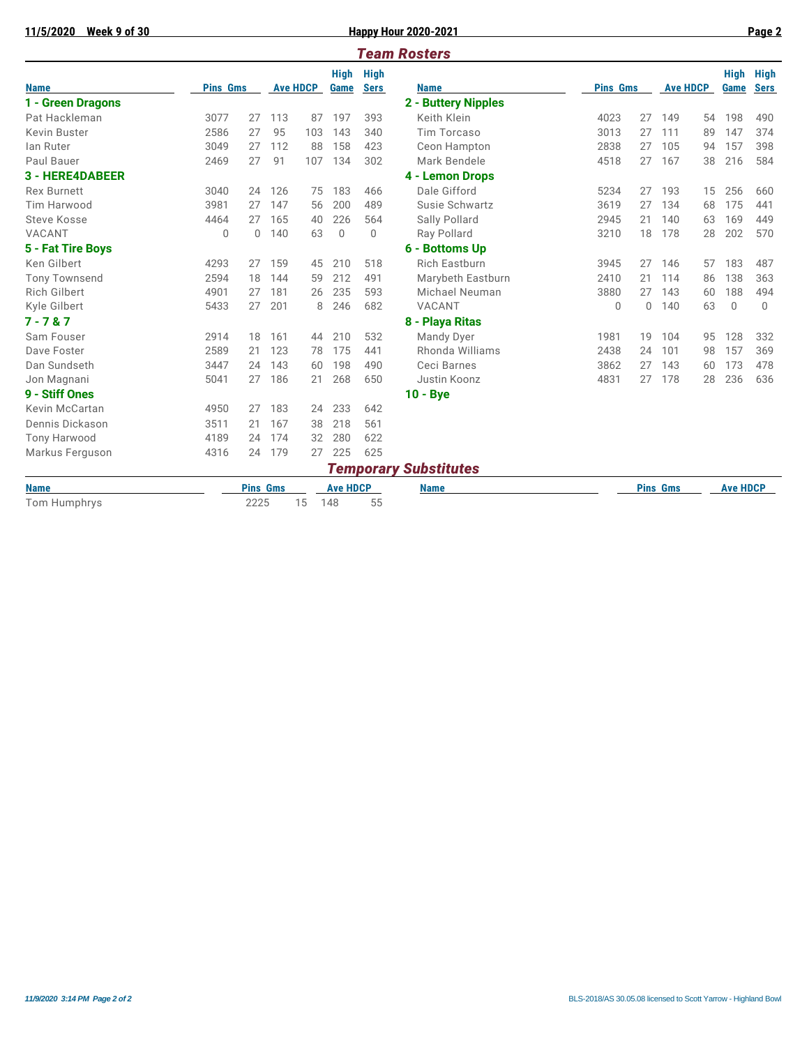## Team Rosters

| Name | Pins | Gms | Ave | HDCP | High Game | High Sers |
|---|---|---|---|---|---|---|
| **1 - Green Dragons** | | | | | | |
| Pat Hackleman | 3077 | 27 | 113 | 87 | 197 | 393 |
| Kevin Buster | 2586 | 27 | 95 | 103 | 143 | 340 |
| Ian Ruter | 3049 | 27 | 112 | 88 | 158 | 423 |
| Paul Bauer | 2469 | 27 | 91 | 107 | 134 | 302 |
| **3 - HERE4DABEER** | | | | | | |
| Rex Burnett | 3040 | 24 | 126 | 75 | 183 | 466 |
| Tim Harwood | 3981 | 27 | 147 | 56 | 200 | 489 |
| Steve Kosse | 4464 | 27 | 165 | 40 | 226 | 564 |
| VACANT | 0 | 0 | 140 | 63 | 0 | 0 |
| **5 - Fat Tire Boys** | | | | | | |
| Ken Gilbert | 4293 | 27 | 159 | 45 | 210 | 518 |
| Tony Townsend | 2594 | 18 | 144 | 59 | 212 | 491 |
| Rich Gilbert | 4901 | 27 | 181 | 26 | 235 | 593 |
| Kyle Gilbert | 5433 | 27 | 201 | 8 | 246 | 682 |
| **7 - 7 & 7** | | | | | | |
| Sam Fouser | 2914 | 18 | 161 | 44 | 210 | 532 |
| Dave Foster | 2589 | 21 | 123 | 78 | 175 | 441 |
| Dan Sundseth | 3447 | 24 | 143 | 60 | 198 | 490 |
| Jon Magnani | 5041 | 27 | 186 | 21 | 268 | 650 |
| **9 - Stiff Ones** | | | | | | |
| Kevin McCartan | 4950 | 27 | 183 | 24 | 233 | 642 |
| Dennis Dickason | 3511 | 21 | 167 | 38 | 218 | 561 |
| Tony Harwood | 4189 | 24 | 174 | 32 | 280 | 622 |
| Markus Ferguson | 4316 | 24 | 179 | 27 | 225 | 625 |
| **2 - Buttery Nipples** | | | | | | |
| Keith Klein | 4023 | 27 | 149 | 54 | 198 | 490 |
| Tim Torcaso | 3013 | 27 | 111 | 89 | 147 | 374 |
| Ceon Hampton | 2838 | 27 | 105 | 94 | 157 | 398 |
| Mark Bendele | 4518 | 27 | 167 | 38 | 216 | 584 |
| **4 - Lemon Drops** | | | | | | |
| Dale Gifford | 5234 | 27 | 193 | 15 | 256 | 660 |
| Susie Schwartz | 3619 | 27 | 134 | 68 | 175 | 441 |
| Sally Pollard | 2945 | 21 | 140 | 63 | 169 | 449 |
| Ray Pollard | 3210 | 18 | 178 | 28 | 202 | 570 |
| **6 - Bottoms Up** | | | | | | |
| Rich Eastburn | 3945 | 27 | 146 | 57 | 183 | 487 |
| Marybeth Eastburn | 2410 | 21 | 114 | 86 | 138 | 363 |
| Michael Neuman | 3880 | 27 | 143 | 60 | 188 | 494 |
| VACANT | 0 | 0 | 140 | 63 | 0 | 0 |
| **8 - Playa Ritas** | | | | | | |
| Mandy Dyer | 1981 | 19 | 104 | 95 | 128 | 332 |
| Rhonda Williams | 2438 | 24 | 101 | 98 | 157 | 369 |
| Ceci Barnes | 3862 | 27 | 143 | 60 | 173 | 478 |
| Justin Koonz | 4831 | 27 | 178 | 28 | 236 | 636 |
| **10 - Bye** | | | | | | |

## Temporary Substitutes

| Name | Pins | Gms | Ave | HDCP |
|---|---|---|---|---|
| Tom Humphrys | 2225 | 15 | 148 | 55 |